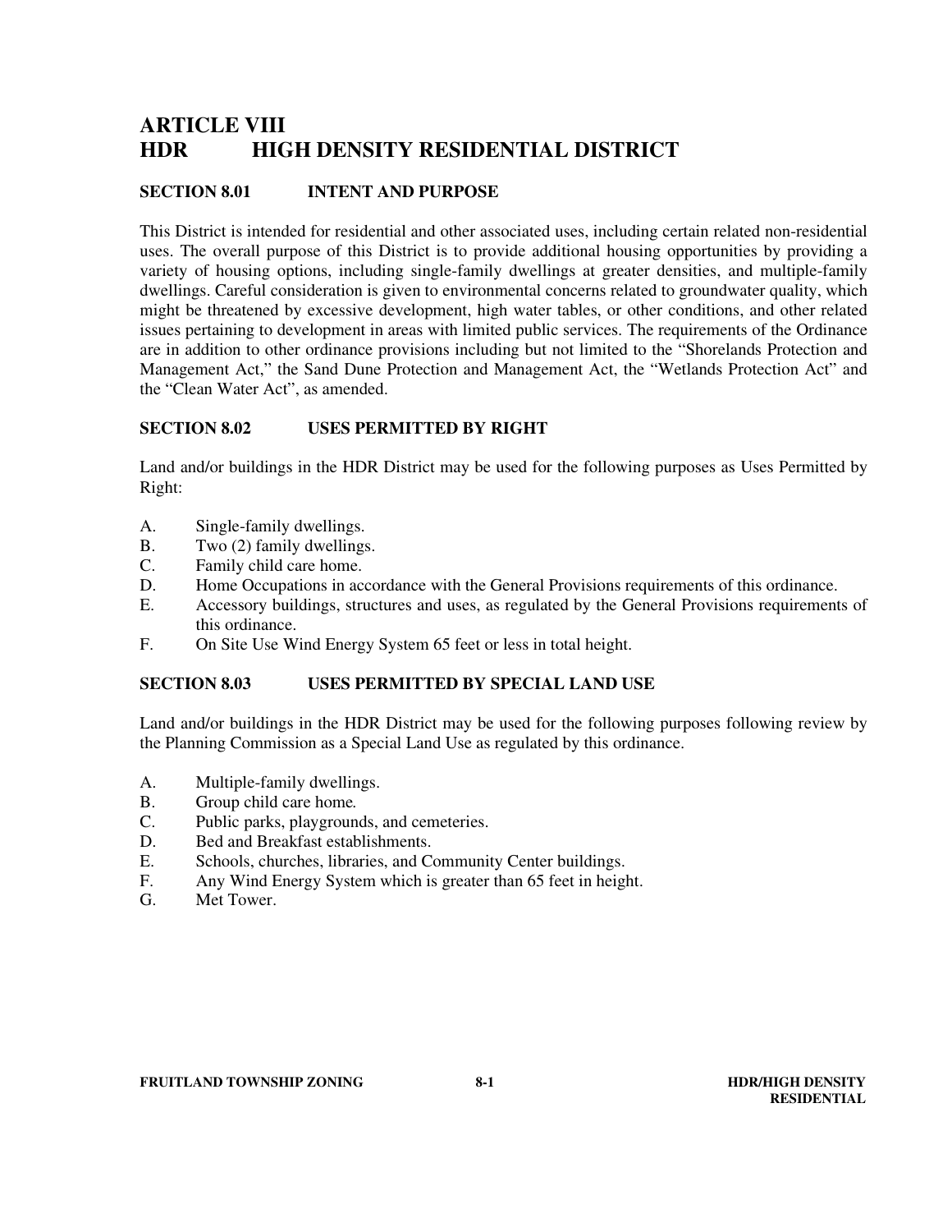# ARTICLE VIII
# HDR HIGH DENSITY RESIDENTIAL DISTRICT

## SECTION 8.01 INTENT AND PURPOSE

This District is intended for residential and other associated uses, including certain related non-residential uses. The overall purpose of this District is to provide additional housing opportunities by providing a variety of housing options, including single-family dwellings at greater densities, and multiple-family dwellings. Careful consideration is given to environmental concerns related to groundwater quality, which might be threatened by excessive development, high water tables, or other conditions, and other related issues pertaining to development in areas with limited public services. The requirements of the Ordinance are in addition to other ordinance provisions including but not limited to the "Shorelands Protection and Management Act," the Sand Dune Protection and Management Act, the "Wetlands Protection Act" and the "Clean Water Act", as amended.

## SECTION 8.02 USES PERMITTED BY RIGHT

Land and/or buildings in the HDR District may be used for the following purposes as Uses Permitted by Right:

A. Single-family dwellings.
B. Two (2) family dwellings.
C. Family child care home.
D. Home Occupations in accordance with the General Provisions requirements of this ordinance.
E. Accessory buildings, structures and uses, as regulated by the General Provisions requirements of this ordinance.
F. On Site Use Wind Energy System 65 feet or less in total height.

## SECTION 8.03 USES PERMITTED BY SPECIAL LAND USE

Land and/or buildings in the HDR District may be used for the following purposes following review by the Planning Commission as a Special Land Use as regulated by this ordinance.

A. Multiple-family dwellings.
B. Group child care home.
C. Public parks, playgrounds, and cemeteries.
D. Bed and Breakfast establishments.
E. Schools, churches, libraries, and Community Center buildings.
F. Any Wind Energy System which is greater than 65 feet in height.
G. Met Tower.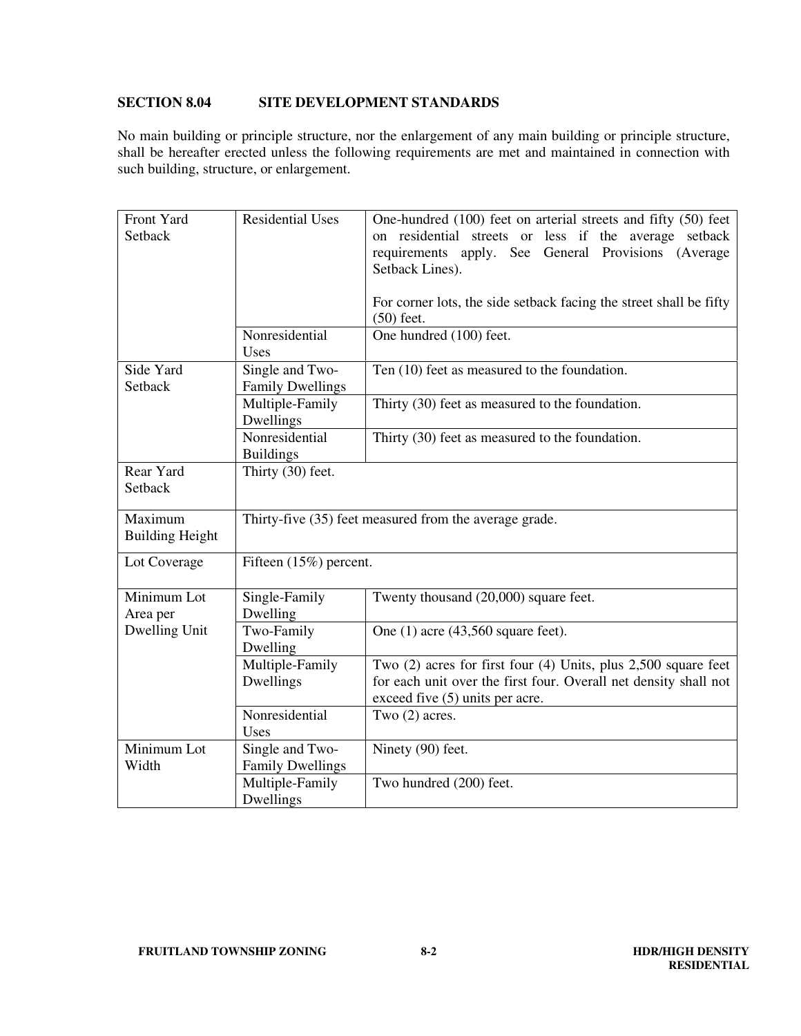## SECTION 8.04 SITE DEVELOPMENT STANDARDS

No main building or principle structure, nor the enlargement of any main building or principle structure, shall be hereafter erected unless the following requirements are met and maintained in connection with such building, structure, or enlargement.

| | | |
|---|---|---|
| Front Yard Setback | Residential Uses | One-hundred (100) feet on arterial streets and fifty (50) feet on residential streets or less if the average setback requirements apply. See General Provisions (Average Setback Lines).<br><br>For corner lots, the side setback facing the street shall be fifty (50) feet. |
| | Nonresidential Uses | One hundred (100) feet. |
| Side Yard Setback | Single and Two-Family Dwellings | Ten (10) feet as measured to the foundation. |
| | Multiple-Family Dwellings | Thirty (30) feet as measured to the foundation. |
| | Nonresidential Buildings | Thirty (30) feet as measured to the foundation. |
| Rear Yard Setback | Thirty (30) feet. | |
| Maximum Building Height | Thirty-five (35) feet measured from the average grade. | |
| Lot Coverage | Fifteen (15%) percent. | |
| Minimum Lot Area per Dwelling Unit | Single-Family Dwelling | Twenty thousand (20,000) square feet. |
| | Two-Family Dwelling | One (1) acre (43,560 square feet). |
| | Multiple-Family Dwellings | Two (2) acres for first four (4) Units, plus 2,500 square feet for each unit over the first four. Overall net density shall not exceed five (5) units per acre. |
| | Nonresidential Uses | Two (2) acres. |
| Minimum Lot Width | Single and Two-Family Dwellings | Ninety (90) feet. |
| | Multiple-Family Dwellings | Two hundred (200) feet. |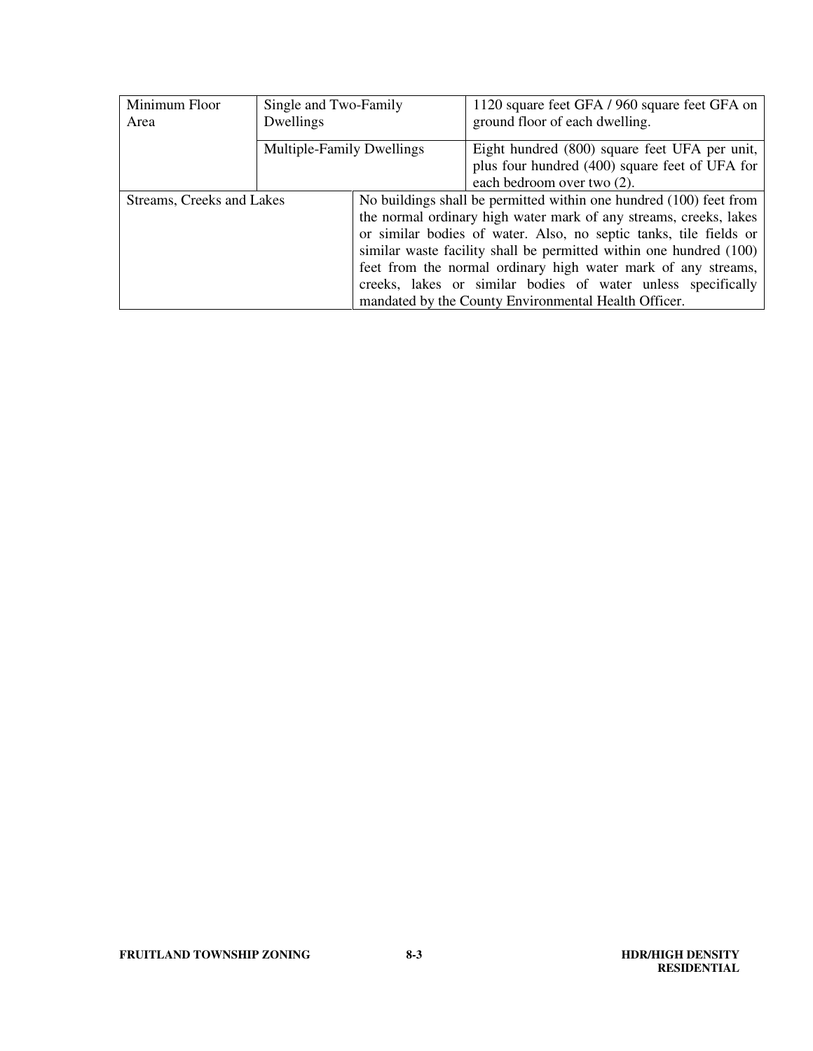| | | |
|---|---|---|
| Minimum Floor Area | Single and Two-Family Dwellings | 1120 square feet GFA / 960 square feet GFA on ground floor of each dwelling. |
| | Multiple-Family Dwellings | Eight hundred (800) square feet UFA per unit, plus four hundred (400) square feet of UFA for each bedroom over two (2). |
| Streams, Creeks and Lakes | No buildings shall be permitted within one hundred (100) feet from the normal ordinary high water mark of any streams, creeks, lakes or similar bodies of water. Also, no septic tanks, tile fields or similar waste facility shall be permitted within one hundred (100) feet from the normal ordinary high water mark of any streams, creeks, lakes or similar bodies of water unless specifically mandated by the County Environmental Health Officer. | |